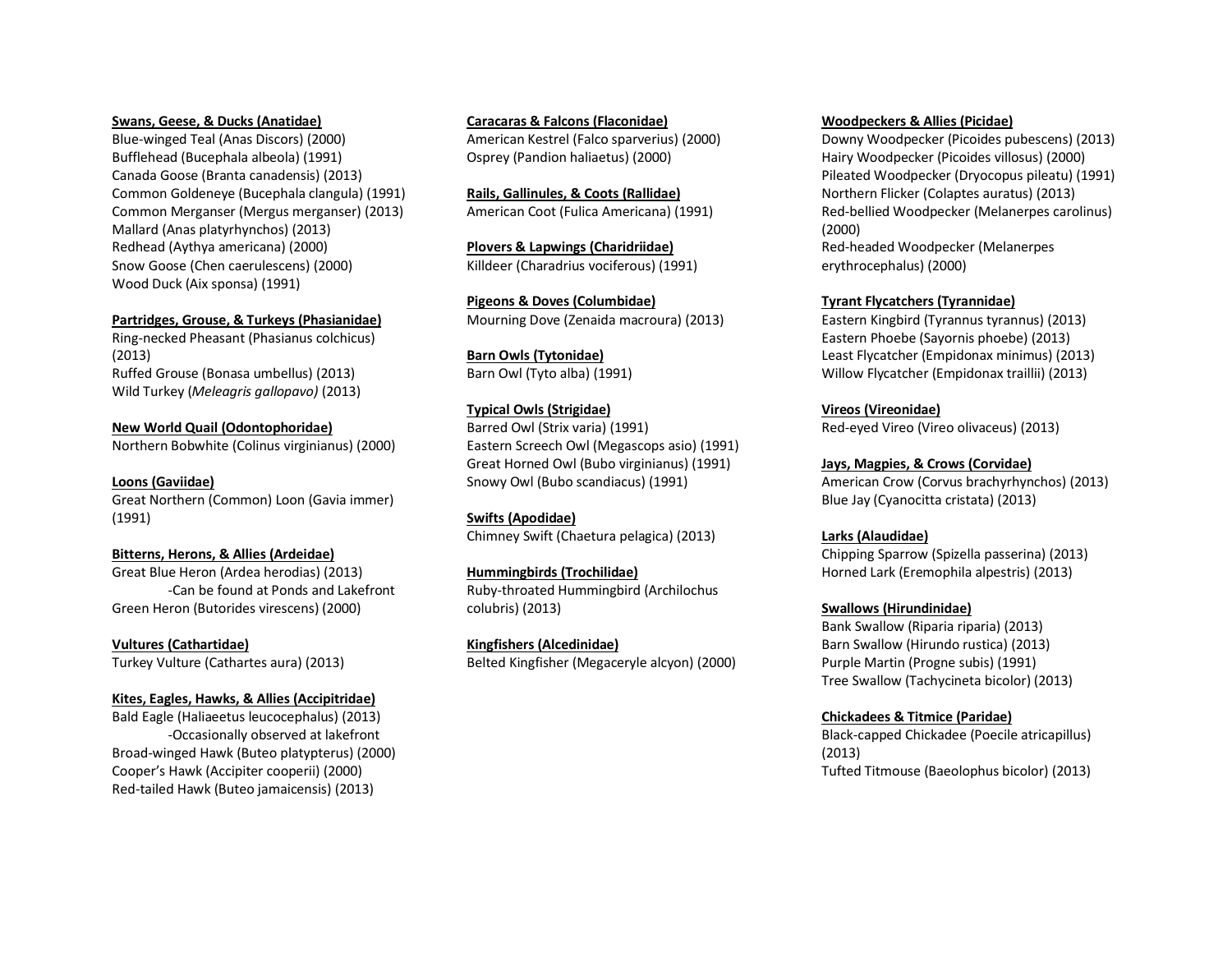**Swans, Geese, & Ducks (Anatidae)**
Blue-winged Teal (Anas Discors) (2000)
Bufflehead (Bucephala albeola) (1991)
Canada Goose (Branta canadensis) (2013)
Common Goldeneye (Bucephala clangula) (1991)
Common Merganser (Mergus merganser) (2013)
Mallard (Anas platyrhynchos) (2013)
Redhead (Aythya americana) (2000)
Snow Goose (Chen caerulescens) (2000)
Wood Duck (Aix sponsa) (1991)

**Partridges, Grouse, & Turkeys (Phasianidae)**
Ring-necked Pheasant (Phasianus colchicus) (2013)
Ruffed Grouse (Bonasa umbellus) (2013)
Wild Turkey (*Meleagris gallopavo)* (2013)

**New World Quail (Odontophoridae)**
Northern Bobwhite (Colinus virginianus) (2000)

**Loons (Gaviidae)**
Great Northern (Common) Loon (Gavia immer) (1991)

**Bitterns, Herons, & Allies (Ardeidae)**
Great Blue Heron (Ardea herodias) (2013)
-Can be found at Ponds and Lakefront
Green Heron (Butorides virescens) (2000)

**Vultures (Cathartidae)**
Turkey Vulture (Cathartes aura) (2013)

**Kites, Eagles, Hawks, & Allies (Accipitridae)**
Bald Eagle (Haliaeetus leucocephalus) (2013)
-Occasionally observed at lakefront
Broad-winged Hawk (Buteo platypterus) (2000)
Cooper's Hawk (Accipiter cooperii) (2000)
Red-tailed Hawk (Buteo jamaicensis) (2013)

**Caracaras & Falcons (Flaconidae)**
American Kestrel (Falco sparverius) (2000)
Osprey (Pandion haliaetus) (2000)

**Rails, Gallinules, & Coots (Rallidae)**
American Coot (Fulica Americana) (1991)

**Plovers & Lapwings (Charidriidae)**
Killdeer (Charadrius vociferous) (1991)

**Pigeons & Doves (Columbidae)**
Mourning Dove (Zenaida macroura) (2013)

**Barn Owls (Tytonidae)**
Barn Owl (Tyto alba) (1991)

**Typical Owls (Strigidae)**
Barred Owl (Strix varia) (1991)
Eastern Screech Owl (Megascops asio) (1991)
Great Horned Owl (Bubo virginianus) (1991)
Snowy Owl (Bubo scandiacus) (1991)

**Swifts (Apodidae)**
Chimney Swift (Chaetura pelagica) (2013)

**Hummingbirds (Trochilidae)**
Ruby-throated Hummingbird (Archilochus colubris) (2013)

**Kingfishers (Alcedinidae)**
Belted Kingfisher (Megaceryle alcyon) (2000)

**Woodpeckers & Allies (Picidae)**
Downy Woodpecker (Picoides pubescens) (2013)
Hairy Woodpecker (Picoides villosus) (2000)
Pileated Woodpecker (Dryocopus pileatu) (1991)
Northern Flicker (Colaptes auratus) (2013)
Red-bellied Woodpecker (Melanerpes carolinus) (2000)
Red-headed Woodpecker (Melanerpes erythrocephalus) (2000)

**Tyrant Flycatchers (Tyrannidae)**
Eastern Kingbird (Tyrannus tyrannus) (2013)
Eastern Phoebe (Sayornis phoebe) (2013)
Least Flycatcher (Empidonax minimus) (2013)
Willow Flycatcher (Empidonax traillii) (2013)

**Vireos (Vireonidae)**
Red-eyed Vireo (Vireo olivaceus) (2013)

**Jays, Magpies, & Crows (Corvidae)**
American Crow (Corvus brachyrhynchos) (2013)
Blue Jay (Cyanocitta cristata) (2013)

**Larks (Alaudidae)**
Chipping Sparrow (Spizella passerina) (2013)
Horned Lark (Eremophila alpestris) (2013)

**Swallows (Hirundinidae)**
Bank Swallow (Riparia riparia) (2013)
Barn Swallow (Hirundo rustica) (2013)
Purple Martin (Progne subis) (1991)
Tree Swallow (Tachycineta bicolor) (2013)

**Chickadees & Titmice (Paridae)**
Black-capped Chickadee (Poecile atricapillus) (2013)
Tufted Titmouse (Baeolophus bicolor) (2013)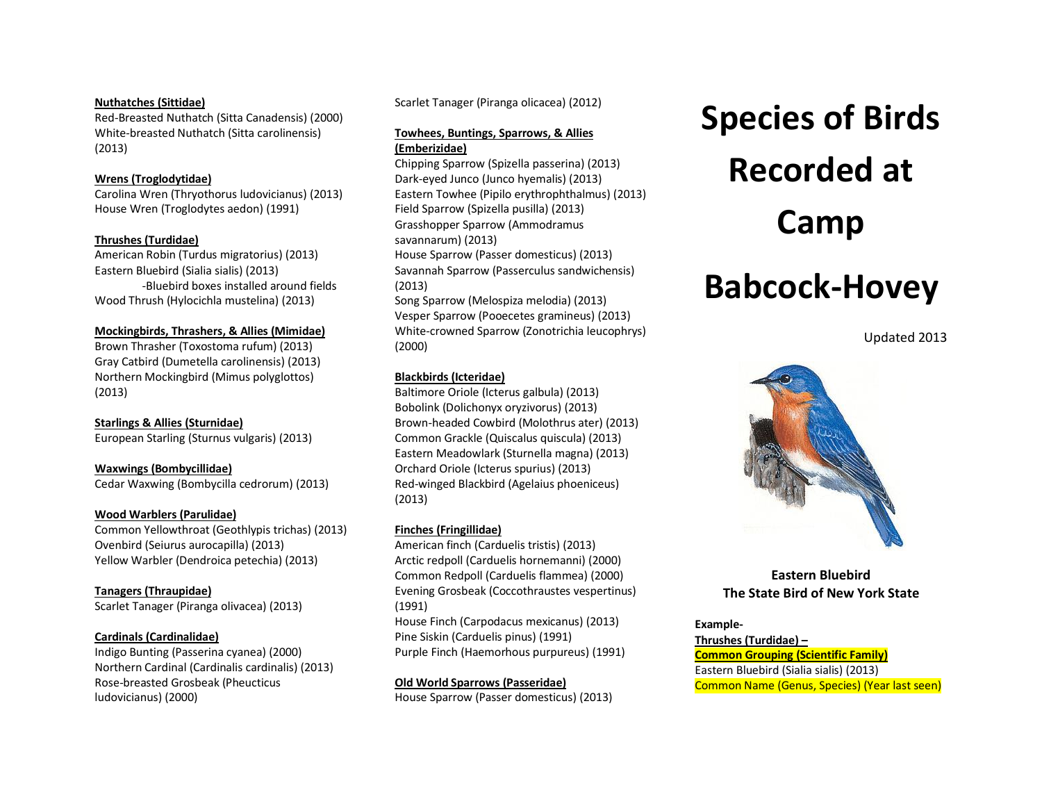**Nuthatches (Sittidae)**
Red-Breasted Nuthatch (Sitta Canadensis) (2000)
White-breasted Nuthatch (Sitta carolinensis) (2013)

**Wrens (Troglodytidae)**
Carolina Wren (Thryothorus ludovicianus) (2013)
House Wren (Troglodytes aedon) (1991)

**Thrushes (Turdidae)**
American Robin (Turdus migratorius) (2013)
Eastern Bluebird (Sialia sialis) (2013)
-Bluebird boxes installed around fields
Wood Thrush (Hylocichla mustelina) (2013)

**Mockingbirds, Thrashers, & Allies (Mimidae)**
Brown Thrasher (Toxostoma rufum) (2013)
Gray Catbird (Dumetella carolinensis) (2013)
Northern Mockingbird (Mimus polyglottos) (2013)

**Starlings & Allies (Sturnidae)**
European Starling (Sturnus vulgaris) (2013)

**Waxwings (Bombycillidae)**
Cedar Waxwing (Bombycilla cedrorum) (2013)

**Wood Warblers (Parulidae)**
Common Yellowthroat (Geothlypis trichas) (2013)
Ovenbird (Seiurus aurocapilla) (2013)
Yellow Warbler (Dendroica petechia) (2013)

**Tanagers (Thraupidae)**
Scarlet Tanager (Piranga olivacea) (2013)

**Cardinals (Cardinalidae)**
Indigo Bunting (Passerina cyanea) (2000)
Northern Cardinal (Cardinalis cardinalis) (2013)
Rose-breasted Grosbeak (Pheucticus ludovicianus) (2000)

Scarlet Tanager (Piranga olicacea) (2012)

**Towhees, Buntings, Sparrows, & Allies (Emberizidae)**
Chipping Sparrow (Spizella passerina) (2013)
Dark-eyed Junco (Junco hyemalis) (2013)
Eastern Towhee (Pipilo erythrophthalmus) (2013)
Field Sparrow (Spizella pusilla) (2013)
Grasshopper Sparrow (Ammodramus savannarum) (2013)
House Sparrow (Passer domesticus) (2013)
Savannah Sparrow (Passerculus sandwichensis) (2013)
Song Sparrow (Melospiza melodia) (2013)
Vesper Sparrow (Pooecetes gramineus) (2013)
White-crowned Sparrow (Zonotrichia leucophrys) (2000)

**Blackbirds (Icteridae)**
Baltimore Oriole (Icterus galbula) (2013)
Bobolink (Dolichonyx oryzivorus) (2013)
Brown-headed Cowbird (Molothrus ater) (2013)
Common Grackle (Quiscalus quiscula) (2013)
Eastern Meadowlark (Sturnella magna) (2013)
Orchard Oriole (Icterus spurius) (2013)
Red-winged Blackbird (Agelaius phoeniceus) (2013)

**Finches (Fringillidae)**
American finch (Carduelis tristis) (2013)
Arctic redpoll (Carduelis hornemanni) (2000)
Common Redpoll (Carduelis flammea) (2000)
Evening Grosbeak (Coccothraustes vespertinus) (1991)
House Finch (Carpodacus mexicanus) (2013)
Pine Siskin (Carduelis pinus) (1991)
Purple Finch (Haemorhous purpureus) (1991)

**Old World Sparrows (Passeridae)**
House Sparrow (Passer domesticus) (2013)

# Species of Birds Recorded at Camp Babcock-Hovey

Updated 2013

**Eastern Bluebird**
**The State Bird of New York State**

**Example-**
**Thrushes (Turdidae) –**
**Common Grouping (Scientific Family)**
Eastern Bluebird (Sialia sialis) (2013)
Common Name (Genus, Species) (Year last seen)